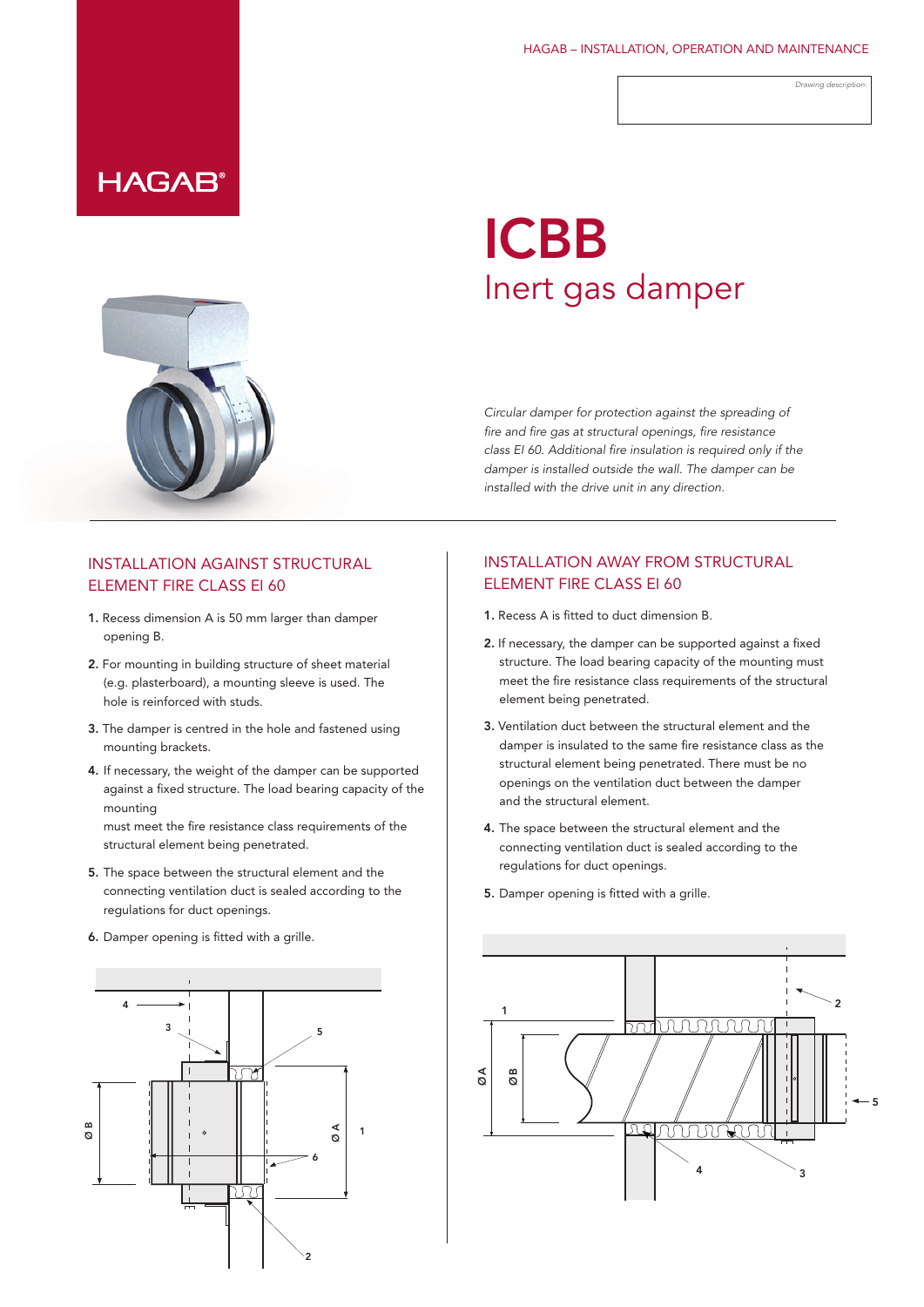HAGAB®

# ICBB
## Inert gas damper

*Circular damper for protection against the spreading of fire and fire gas at structural openings, fire resistance class EI 60. Additional fire insulation is required only if the damper is installed outside the wall. The damper can be installed with the drive unit in any direction.*

### INSTALLATION AGAINST STRUCTURAL ELEMENT FIRE CLASS EI 60

1. Recess dimension A is 50 mm larger than damper opening B.
2. For mounting in building structure of sheet material (e.g. plasterboard), a mounting sleeve is used. The hole is reinforced with studs.
3. The damper is centred in the hole and fastened using mounting brackets.
4. If necessary, the weight of the damper can be supported against a fixed structure. The load bearing capacity of the mounting must meet the fire resistance class requirements of the structural element being penetrated.
5. The space between the structural element and the connecting ventilation duct is sealed according to the regulations for duct openings.
6. Damper opening is fitted with a grille.

### INSTALLATION AWAY FROM STRUCTURAL ELEMENT FIRE CLASS EI 60

1. Recess A is fitted to duct dimension B.
2. If necessary, the damper can be supported against a fixed structure. The load bearing capacity of the mounting must meet the fire resistance class requirements of the structural element being penetrated.
3. Ventilation duct between the structural element and the damper is insulated to the same fire resistance class as the structural element being penetrated. There must be no openings on the ventilation duct between the damper and the structural element.
4. The space between the structural element and the connecting ventilation duct is sealed according to the regulations for duct openings.
5. Damper opening is fitted with a grille.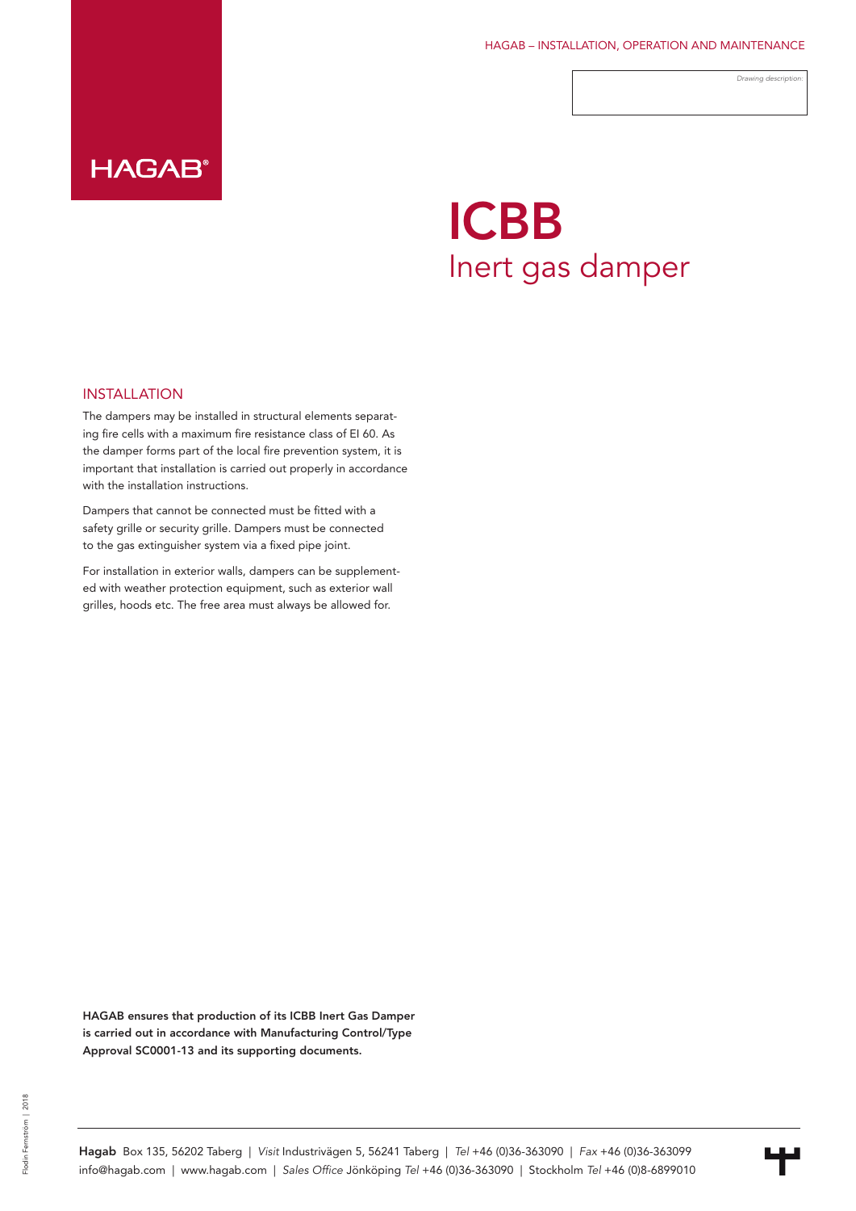Drawing description:

# ICBB

## Inert gas damper

### INSTALLATION

The dampers may be installed in structural elements separating fire cells with a maximum fire resistance class of EI 60. As the damper forms part of the local fire prevention system, it is important that installation is carried out properly in accordance with the installation instructions.

Dampers that cannot be connected must be fitted with a safety grille or security grille. Dampers must be connected to the gas extinguisher system via a fixed pipe joint.

For installation in exterior walls, dampers can be supplemented with weather protection equipment, such as exterior wall grilles, hoods etc. The free area must always be allowed for.

**HAGAB ensures that production of its ICBB Inert Gas Damper is carried out in accordance with Manufacturing Control/Type Approval SC0001-13 and its supporting documents.**

**Hagab** Box 135, 56202 Taberg | *Visit* Industrivägen 5, 56241 Taberg | *Tel* +46 (0)36-363090 | *Fax* +46 (0)36-363099
info@hagab.com | www.hagab.com | *Sales Office* Jönköping *Tel* +46 (0)36-363090 | Stockholm *Tel* +46 (0)8-6899010